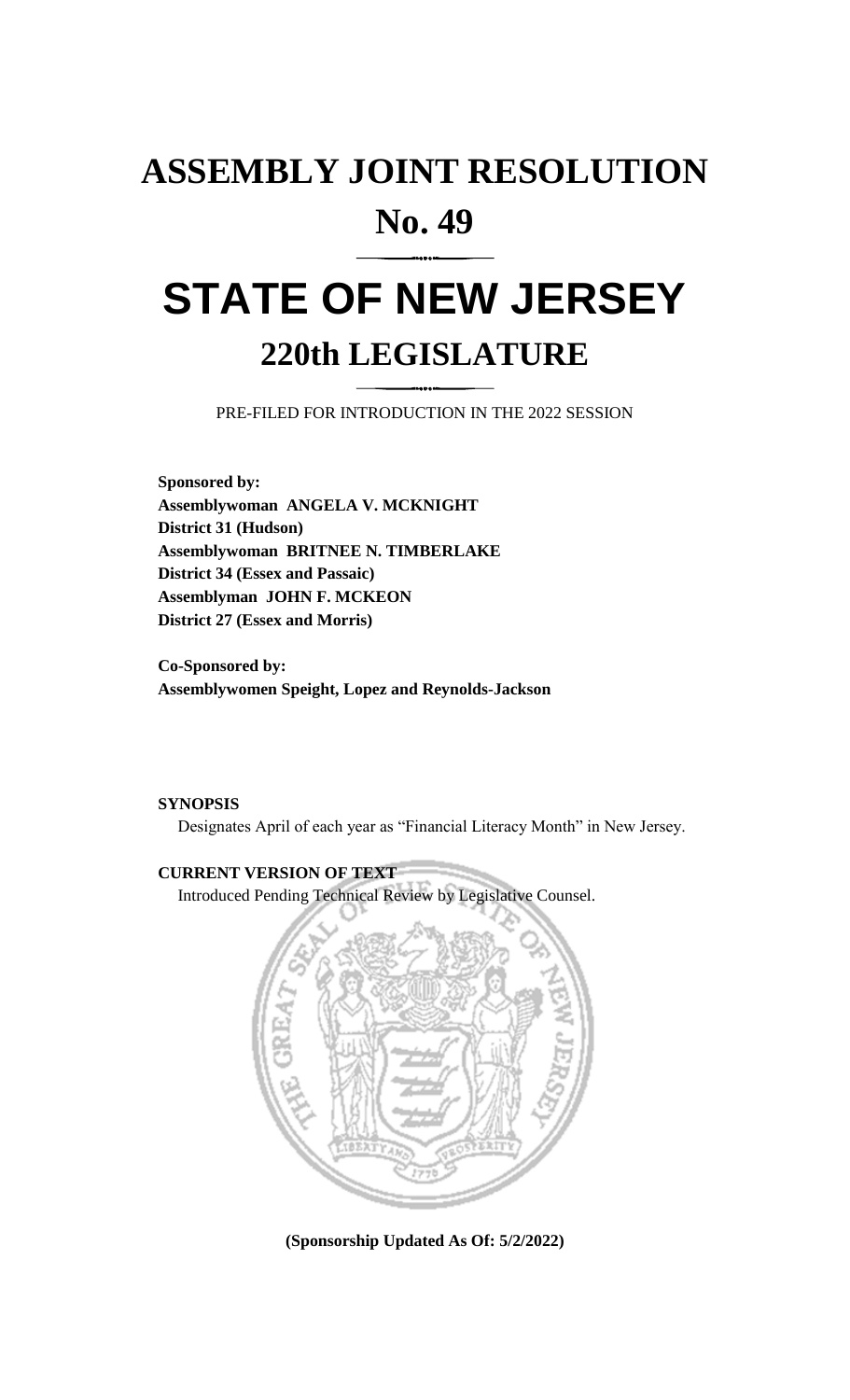# ASSEMBLY JOINT RESOLUTION

# No. 49

# STATE OF NEW JERSEY

## 220th LEGISLATURE

PRE-FILED FOR INTRODUCTION IN THE 2022 SESSION

**Sponsored by:**
**Assemblywoman ANGELA V. MCKNIGHT**
**District 31 (Hudson)**
**Assemblywoman BRITNEE N. TIMBERLAKE**
**District 34 (Essex and Passaic)**
**Assemblyman JOHN F. MCKEON**
**District 27 (Essex and Morris)**

**Co-Sponsored by:**
**Assemblywomen Speight, Lopez and Reynolds-Jackson**

**SYNOPSIS**

Designates April of each year as "Financial Literacy Month" in New Jersey.

**CURRENT VERSION OF TEXT**

Introduced Pending Technical Review by Legislative Counsel.

**(Sponsorship Updated As Of: 5/2/2022)**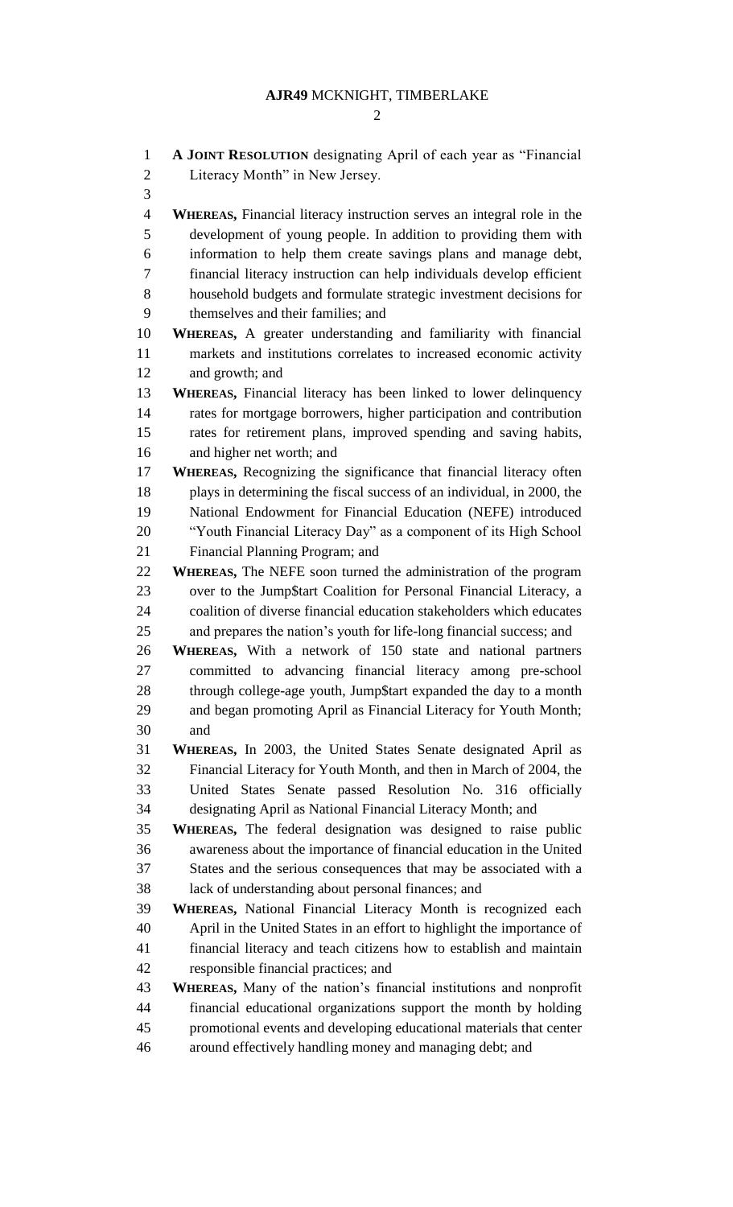**A JOINT RESOLUTION** designating April of each year as "Financial Literacy Month" in New Jersey.

**WHEREAS,** Financial literacy instruction serves an integral role in the development of young people. In addition to providing them with information to help them create savings plans and manage debt, financial literacy instruction can help individuals develop efficient household budgets and formulate strategic investment decisions for themselves and their families; and

**WHEREAS,** A greater understanding and familiarity with financial markets and institutions correlates to increased economic activity and growth; and

**WHEREAS,** Financial literacy has been linked to lower delinquency rates for mortgage borrowers, higher participation and contribution rates for retirement plans, improved spending and saving habits, and higher net worth; and

**WHEREAS,** Recognizing the significance that financial literacy often plays in determining the fiscal success of an individual, in 2000, the National Endowment for Financial Education (NEFE) introduced "Youth Financial Literacy Day" as a component of its High School Financial Planning Program; and

**WHEREAS,** The NEFE soon turned the administration of the program over to the Jump$tart Coalition for Personal Financial Literacy, a coalition of diverse financial education stakeholders which educates and prepares the nation's youth for life-long financial success; and

**WHEREAS,** With a network of 150 state and national partners committed to advancing financial literacy among pre-school through college-age youth, Jump$tart expanded the day to a month and began promoting April as Financial Literacy for Youth Month; and

**WHEREAS,** In 2003, the United States Senate designated April as Financial Literacy for Youth Month, and then in March of 2004, the United States Senate passed Resolution No. 316 officially designating April as National Financial Literacy Month; and

**WHEREAS,** The federal designation was designed to raise public awareness about the importance of financial education in the United States and the serious consequences that may be associated with a lack of understanding about personal finances; and

**WHEREAS,** National Financial Literacy Month is recognized each April in the United States in an effort to highlight the importance of financial literacy and teach citizens how to establish and maintain responsible financial practices; and

**WHEREAS,** Many of the nation's financial institutions and nonprofit financial educational organizations support the month by holding promotional events and developing educational materials that center around effectively handling money and managing debt; and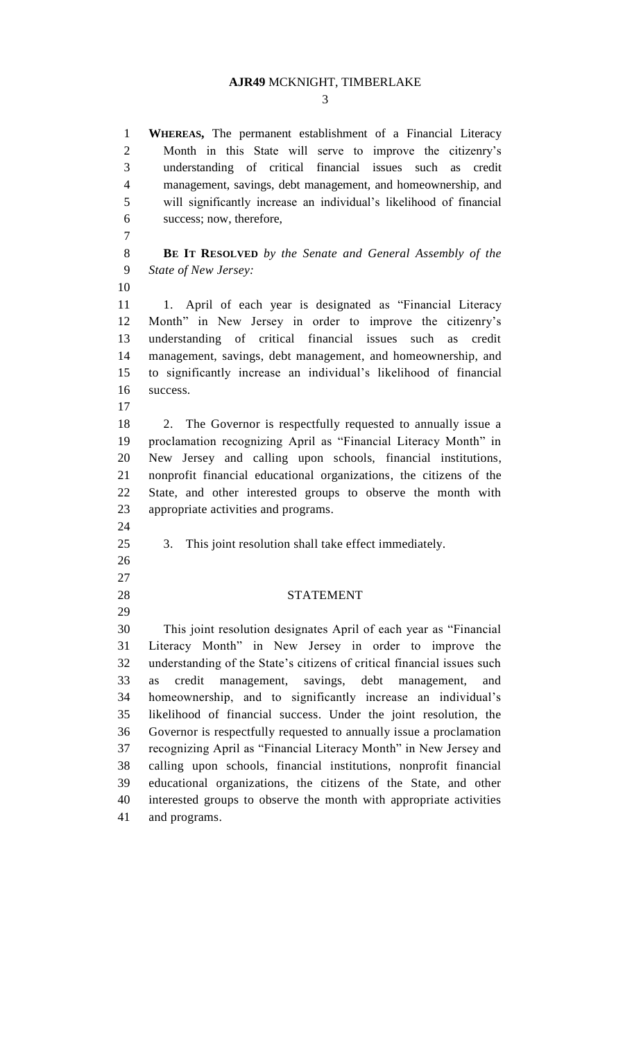**WHEREAS,** The permanent establishment of a Financial Literacy Month in this State will serve to improve the citizenry's understanding of critical financial issues such as credit management, savings, debt management, and homeownership, and will significantly increase an individual's likelihood of financial success; now, therefore,

**BE IT RESOLVED** *by the Senate and General Assembly of the State of New Jersey:*

1. April of each year is designated as "Financial Literacy Month" in New Jersey in order to improve the citizenry's understanding of critical financial issues such as credit management, savings, debt management, and homeownership, and to significantly increase an individual's likelihood of financial success.

2. The Governor is respectfully requested to annually issue a proclamation recognizing April as "Financial Literacy Month" in New Jersey and calling upon schools, financial institutions, nonprofit financial educational organizations, the citizens of the State, and other interested groups to observe the month with appropriate activities and programs.

3. This joint resolution shall take effect immediately.

## STATEMENT

This joint resolution designates April of each year as "Financial Literacy Month" in New Jersey in order to improve the understanding of the State's citizens of critical financial issues such as credit management, savings, debt management, and homeownership, and to significantly increase an individual's likelihood of financial success. Under the joint resolution, the Governor is respectfully requested to annually issue a proclamation recognizing April as "Financial Literacy Month" in New Jersey and calling upon schools, financial institutions, nonprofit financial educational organizations, the citizens of the State, and other interested groups to observe the month with appropriate activities and programs.